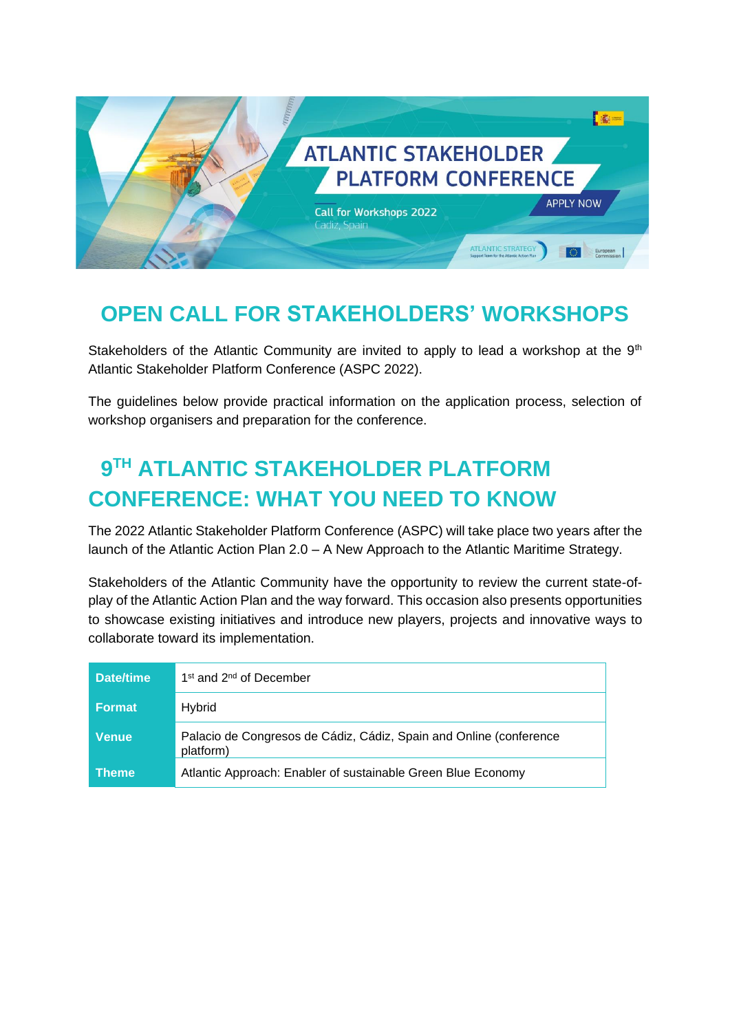ATLANTIC STAKEHOLDER PLATFORM CONFERENCE

Call for Workshops 2022
Cadiz, Spain

APPLY NOW

# OPEN CALL FOR STAKEHOLDERS' WORKSHOPS

Stakeholders of the Atlantic Community are invited to apply to lead a workshop at the 9th Atlantic Stakeholder Platform Conference (ASPC 2022).

The guidelines below provide practical information on the application process, selection of workshop organisers and preparation for the conference.

# 9TH ATLANTIC STAKEHOLDER PLATFORM CONFERENCE: WHAT YOU NEED TO KNOW

The 2022 Atlantic Stakeholder Platform Conference (ASPC) will take place two years after the launch of the Atlantic Action Plan 2.0 – A New Approach to the Atlantic Maritime Strategy.

Stakeholders of the Atlantic Community have the opportunity to review the current state-of-play of the Atlantic Action Plan and the way forward. This occasion also presents opportunities to showcase existing initiatives and introduce new players, projects and innovative ways to collaborate toward its implementation.

| | |
|---|---|
| **Date/time** | 1st and 2nd of December |
| **Format** | Hybrid |
| **Venue** | Palacio de Congresos de Cádiz, Cádiz, Spain and Online (conference platform) |
| **Theme** | Atlantic Approach: Enabler of sustainable Green Blue Economy |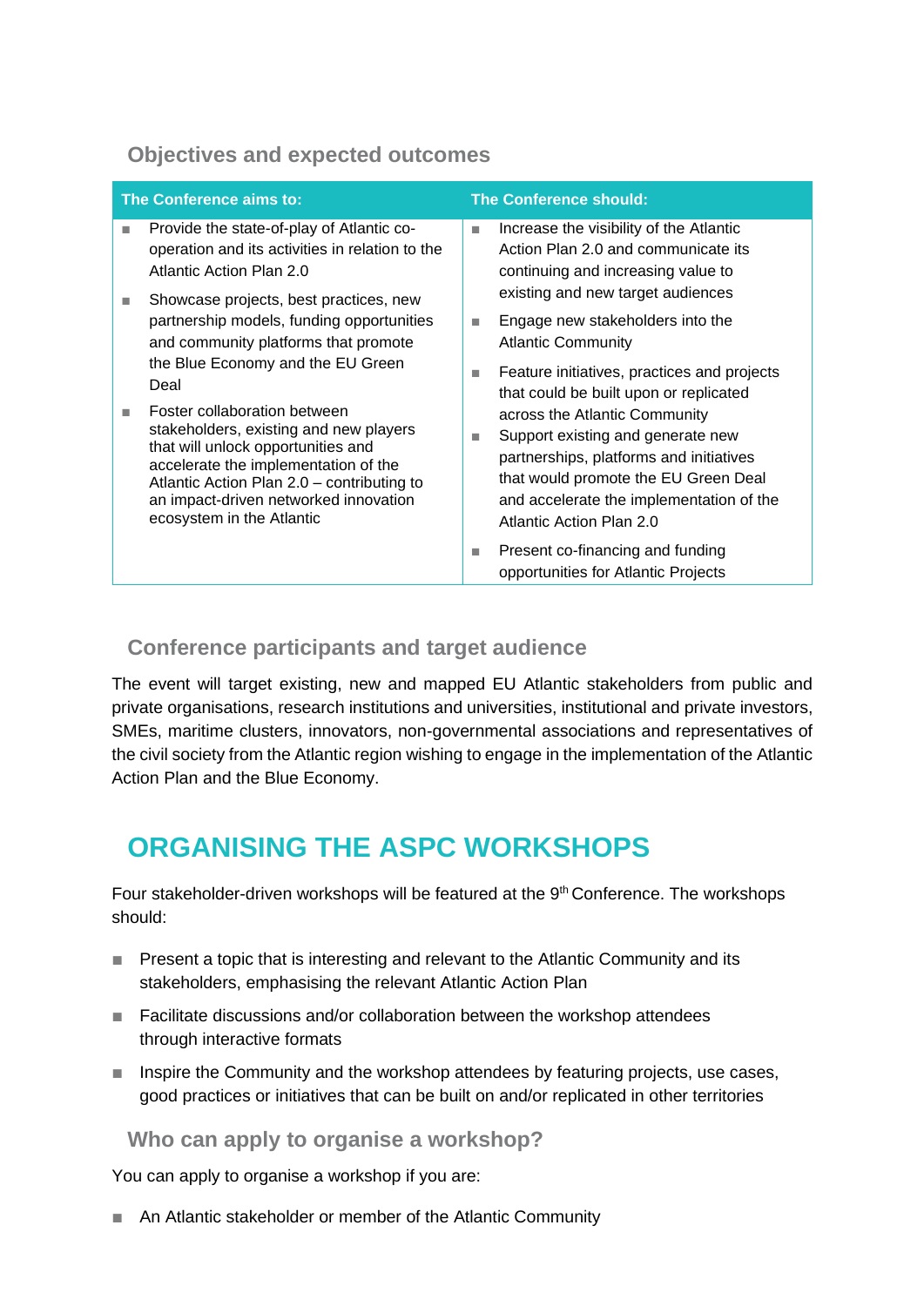## Objectives and expected outcomes

| The Conference aims to: | The Conference should: |
|---|---|
| ■ Provide the state-of-play of Atlantic co-operation and its activities in relation to the Atlantic Action Plan 2.0<br>■ Showcase projects, best practices, new partnership models, funding opportunities and community platforms that promote the Blue Economy and the EU Green Deal<br>■ Foster collaboration between stakeholders, existing and new players that will unlock opportunities and accelerate the implementation of the Atlantic Action Plan 2.0 – contributing to an impact-driven networked innovation ecosystem in the Atlantic | ■ Increase the visibility of the Atlantic Action Plan 2.0 and communicate its continuing and increasing value to existing and new target audiences<br>■ Engage new stakeholders into the Atlantic Community<br>■ Feature initiatives, practices and projects that could be built upon or replicated across the Atlantic Community<br>■ Support existing and generate new partnerships, platforms and initiatives that would promote the EU Green Deal and accelerate the implementation of the Atlantic Action Plan 2.0<br>■ Present co-financing and funding opportunities for Atlantic Projects |

## Conference participants and target audience

The event will target existing, new and mapped EU Atlantic stakeholders from public and private organisations, research institutions and universities, institutional and private investors, SMEs, maritime clusters, innovators, non-governmental associations and representatives of the civil society from the Atlantic region wishing to engage in the implementation of the Atlantic Action Plan and the Blue Economy.

# ORGANISING THE ASPC WORKSHOPS

Four stakeholder-driven workshops will be featured at the 9th Conference. The workshops should:

- Present a topic that is interesting and relevant to the Atlantic Community and its stakeholders, emphasising the relevant Atlantic Action Plan
- Facilitate discussions and/or collaboration between the workshop attendees through interactive formats
- Inspire the Community and the workshop attendees by featuring projects, use cases, good practices or initiatives that can be built on and/or replicated in other territories

## Who can apply to organise a workshop?

You can apply to organise a workshop if you are:

- An Atlantic stakeholder or member of the Atlantic Community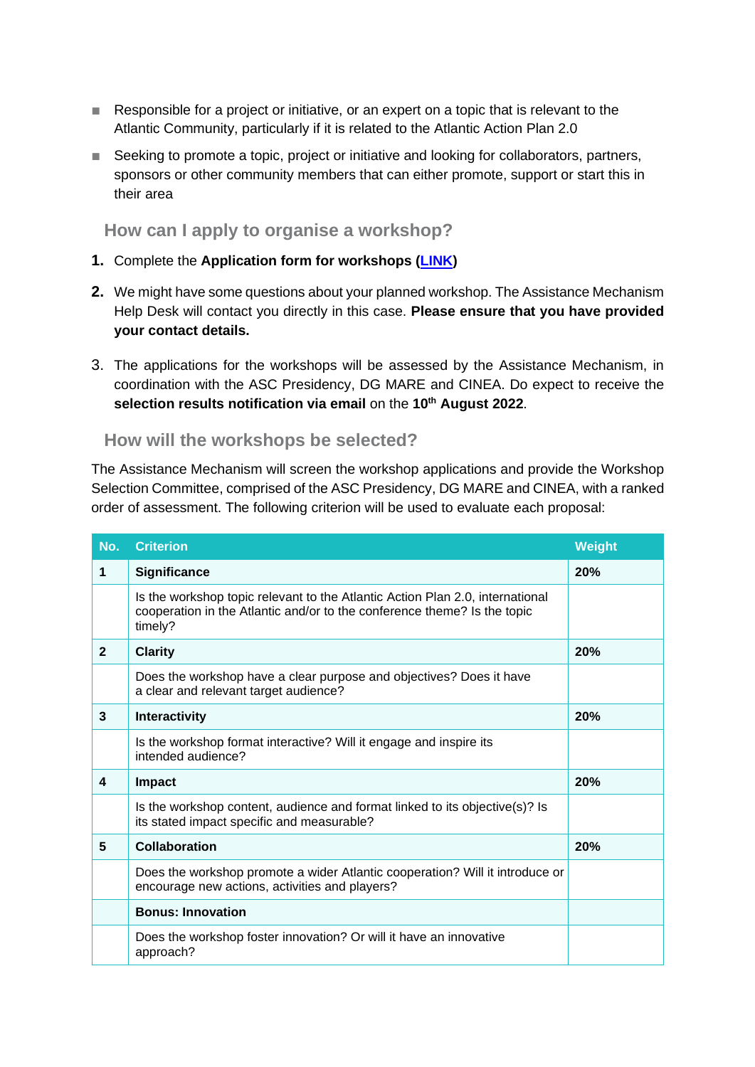- Responsible for a project or initiative, or an expert on a topic that is relevant to the Atlantic Community, particularly if it is related to the Atlantic Action Plan 2.0
- Seeking to promote a topic, project or initiative and looking for collaborators, partners, sponsors or other community members that can either promote, support or start this in their area

## How can I apply to organise a workshop?

1. Complete the **Application form for workshops (LINK)**
2. We might have some questions about your planned workshop. The Assistance Mechanism Help Desk will contact you directly in this case. **Please ensure that you have provided your contact details.**
3. The applications for the workshops will be assessed by the Assistance Mechanism, in coordination with the ASC Presidency, DG MARE and CINEA. Do expect to receive the **selection results notification via email** on the **10th August 2022**.

## How will the workshops be selected?

The Assistance Mechanism will screen the workshop applications and provide the Workshop Selection Committee, comprised of the ASC Presidency, DG MARE and CINEA, with a ranked order of assessment. The following criterion will be used to evaluate each proposal:

| No. | Criterion | Weight |
|---|---|---|
| **1** | **Significance** | **20%** |
| | Is the workshop topic relevant to the Atlantic Action Plan 2.0, international cooperation in the Atlantic and/or to the conference theme? Is the topic timely? | |
| **2** | **Clarity** | **20%** |
| | Does the workshop have a clear purpose and objectives? Does it have a clear and relevant target audience? | |
| **3** | **Interactivity** | **20%** |
| | Is the workshop format interactive? Will it engage and inspire its intended audience? | |
| **4** | **Impact** | **20%** |
| | Is the workshop content, audience and format linked to its objective(s)? Is its stated impact specific and measurable? | |
| **5** | **Collaboration** | **20%** |
| | Does the workshop promote a wider Atlantic cooperation? Will it introduce or encourage new actions, activities and players? | |
| | **Bonus: Innovation** | |
| | Does the workshop foster innovation? Or will it have an innovative approach? | |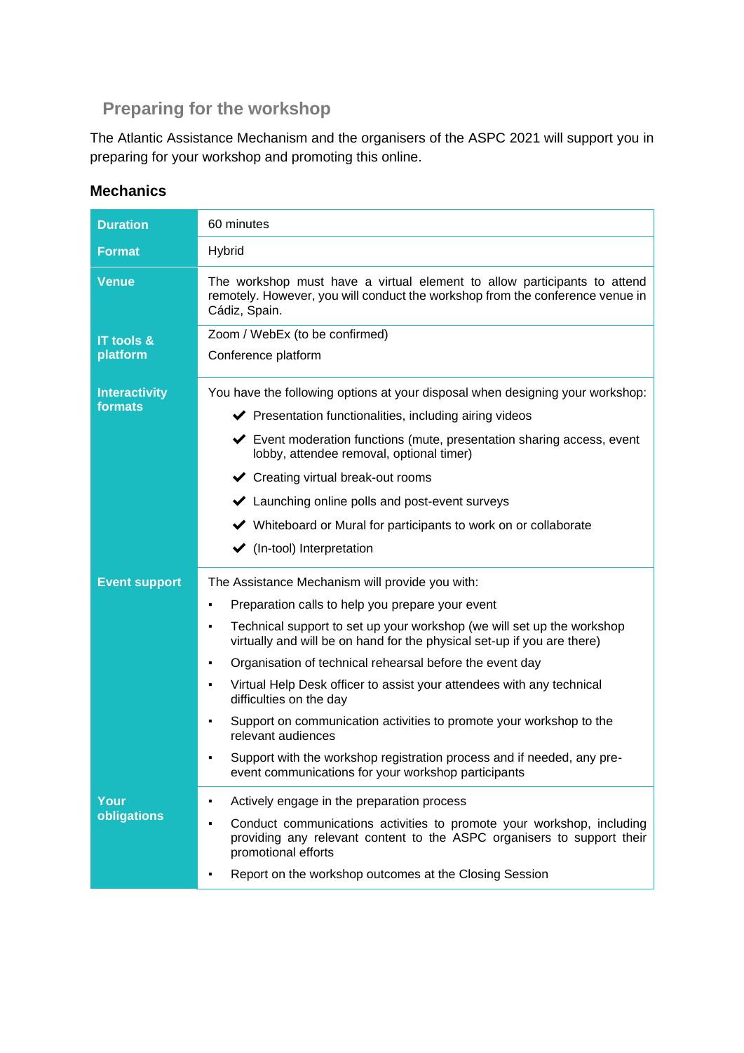## Preparing for the workshop

The Atlantic Assistance Mechanism and the organisers of the ASPC 2021 will support you in preparing for your workshop and promoting this online.

### Mechanics

| | |
|---|---|
| **Duration** | 60 minutes |
| **Format** | Hybrid |
| **Venue** | The workshop must have a virtual element to allow participants to attend remotely. However, you will conduct the workshop from the conference venue in Cádiz, Spain. |
| **IT tools & platform** | Zoom / WebEx (to be confirmed)<br>Conference platform |
| **Interactivity formats** | You have the following options at your disposal when designing your workshop:<br>✔ Presentation functionalities, including airing videos<br>✔ Event moderation functions (mute, presentation sharing access, event lobby, attendee removal, optional timer)<br>✔ Creating virtual break-out rooms<br>✔ Launching online polls and post-event surveys<br>✔ Whiteboard or Mural for participants to work on or collaborate<br>✔ (In-tool) Interpretation |
| **Event support** | The Assistance Mechanism will provide you with:<br>▪ Preparation calls to help you prepare your event<br>▪ Technical support to set up your workshop (we will set up the workshop virtually and will be on hand for the physical set-up if you are there)<br>▪ Organisation of technical rehearsal before the event day<br>▪ Virtual Help Desk officer to assist your attendees with any technical difficulties on the day<br>▪ Support on communication activities to promote your workshop to the relevant audiences<br>▪ Support with the workshop registration process and if needed, any pre-event communications for your workshop participants |
| **Your obligations** | ▪ Actively engage in the preparation process<br>▪ Conduct communications activities to promote your workshop, including providing any relevant content to the ASPC organisers to support their promotional efforts<br>▪ Report on the workshop outcomes at the Closing Session |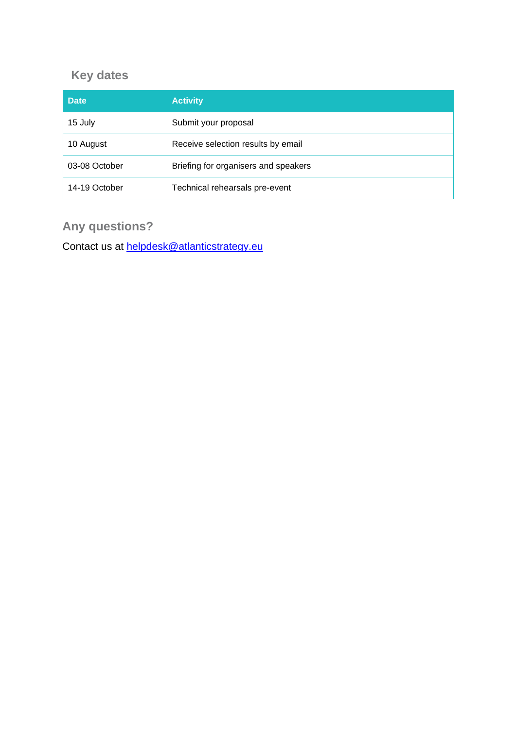## Key dates

| Date | Activity |
|---|---|
| 15 July | Submit your proposal |
| 10 August | Receive selection results by email |
| 03-08 October | Briefing for organisers and speakers |
| 14-19 October | Technical rehearsals pre-event |

## Any questions?

Contact us at [helpdesk@atlanticstrategy.eu](mailto:helpdesk@atlanticstrategy.eu)